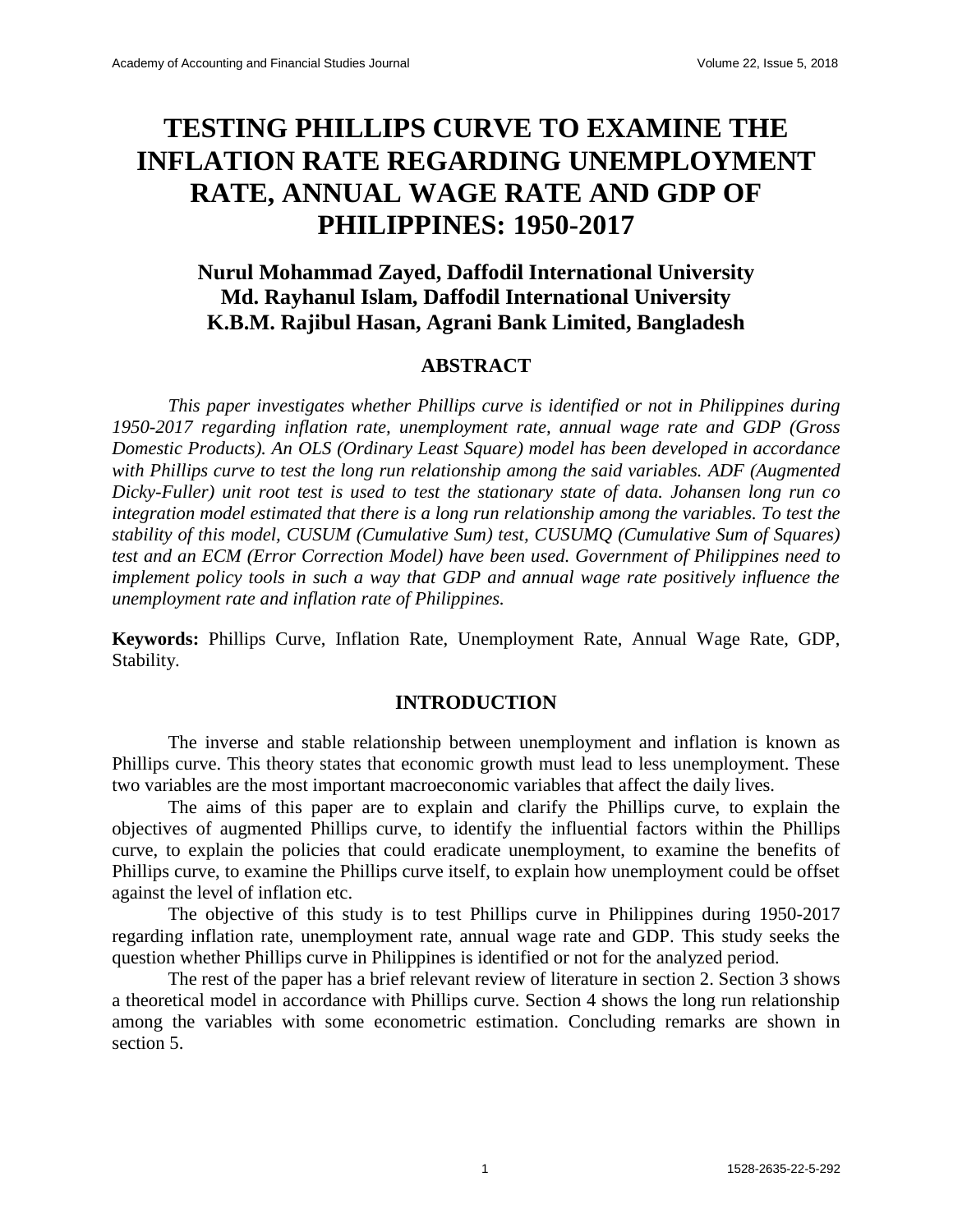# TESTING PHILLIPS CURVE TO EXAMINE THE INFLATION RATE REGARDING UNEMPLOYMENT RATE, ANNUAL WAGE RATE AND GDP OF PHILIPPINES: 1950-2017

**Nurul Mohammad Zayed, Daffodil International University**
**Md. Rayhanul Islam, Daffodil International University**
**K.B.M. Rajibul Hasan, Agrani Bank Limited, Bangladesh**

## ABSTRACT

*This paper investigates whether Phillips curve is identified or not in Philippines during 1950-2017 regarding inflation rate, unemployment rate, annual wage rate and GDP (Gross Domestic Products). An OLS (Ordinary Least Square) model has been developed in accordance with Phillips curve to test the long run relationship among the said variables. ADF (Augmented Dicky-Fuller) unit root test is used to test the stationary state of data. Johansen long run co integration model estimated that there is a long run relationship among the variables. To test the stability of this model, CUSUM (Cumulative Sum) test, CUSUMQ (Cumulative Sum of Squares) test and an ECM (Error Correction Model) have been used. Government of Philippines need to implement policy tools in such a way that GDP and annual wage rate positively influence the unemployment rate and inflation rate of Philippines.*

**Keywords:** Phillips Curve, Inflation Rate, Unemployment Rate, Annual Wage Rate, GDP, Stability.

## INTRODUCTION

The inverse and stable relationship between unemployment and inflation is known as Phillips curve. This theory states that economic growth must lead to less unemployment. These two variables are the most important macroeconomic variables that affect the daily lives.

The aims of this paper are to explain and clarify the Phillips curve, to explain the objectives of augmented Phillips curve, to identify the influential factors within the Phillips curve, to explain the policies that could eradicate unemployment, to examine the benefits of Phillips curve, to examine the Phillips curve itself, to explain how unemployment could be offset against the level of inflation etc.

The objective of this study is to test Phillips curve in Philippines during 1950-2017 regarding inflation rate, unemployment rate, annual wage rate and GDP. This study seeks the question whether Phillips curve in Philippines is identified or not for the analyzed period.

The rest of the paper has a brief relevant review of literature in section 2. Section 3 shows a theoretical model in accordance with Phillips curve. Section 4 shows the long run relationship among the variables with some econometric estimation. Concluding remarks are shown in section 5.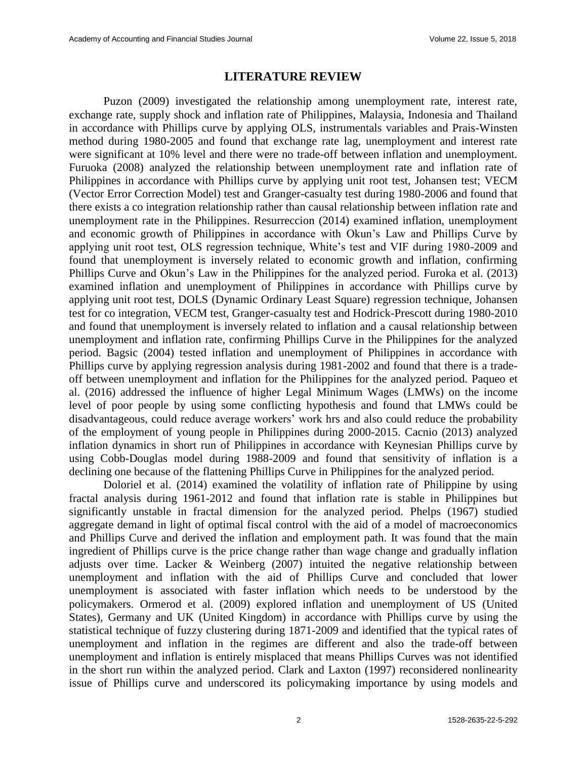## LITERATURE REVIEW

Puzon (2009) investigated the relationship among unemployment rate, interest rate, exchange rate, supply shock and inflation rate of Philippines, Malaysia, Indonesia and Thailand in accordance with Phillips curve by applying OLS, instrumentals variables and Prais-Winsten method during 1980-2005 and found that exchange rate lag, unemployment and interest rate were significant at 10% level and there were no trade-off between inflation and unemployment. Furuoka (2008) analyzed the relationship between unemployment rate and inflation rate of Philippines in accordance with Phillips curve by applying unit root test, Johansen test; VECM (Vector Error Correction Model) test and Granger-casualty test during 1980-2006 and found that there exists a co integration relationship rather than causal relationship between inflation rate and unemployment rate in the Philippines. Resurreccion (2014) examined inflation, unemployment and economic growth of Philippines in accordance with Okun's Law and Phillips Curve by applying unit root test, OLS regression technique, White's test and VIF during 1980-2009 and found that unemployment is inversely related to economic growth and inflation, confirming Phillips Curve and Okun's Law in the Philippines for the analyzed period. Furoka et al. (2013) examined inflation and unemployment of Philippines in accordance with Phillips curve by applying unit root test, DOLS (Dynamic Ordinary Least Square) regression technique, Johansen test for co integration, VECM test, Granger-casualty test and Hodrick-Prescott during 1980-2010 and found that unemployment is inversely related to inflation and a causal relationship between unemployment and inflation rate, confirming Phillips Curve in the Philippines for the analyzed period. Bagsic (2004) tested inflation and unemployment of Philippines in accordance with Phillips curve by applying regression analysis during 1981-2002 and found that there is a trade-off between unemployment and inflation for the Philippines for the analyzed period. Paqueo et al. (2016) addressed the influence of higher Legal Minimum Wages (LMWs) on the income level of poor people by using some conflicting hypothesis and found that LMWs could be disadvantageous, could reduce average workers' work hrs and also could reduce the probability of the employment of young people in Philippines during 2000-2015. Cacnio (2013) analyzed inflation dynamics in short run of Philippines in accordance with Keynesian Phillips curve by using Cobb-Douglas model during 1988-2009 and found that sensitivity of inflation is a declining one because of the flattening Phillips Curve in Philippines for the analyzed period.

Doloriel et al. (2014) examined the volatility of inflation rate of Philippine by using fractal analysis during 1961-2012 and found that inflation rate is stable in Philippines but significantly unstable in fractal dimension for the analyzed period. Phelps (1967) studied aggregate demand in light of optimal fiscal control with the aid of a model of macroeconomics and Phillips Curve and derived the inflation and employment path. It was found that the main ingredient of Phillips curve is the price change rather than wage change and gradually inflation adjusts over time. Lacker & Weinberg (2007) intuited the negative relationship between unemployment and inflation with the aid of Phillips Curve and concluded that lower unemployment is associated with faster inflation which needs to be understood by the policymakers. Ormerod et al. (2009) explored inflation and unemployment of US (United States), Germany and UK (United Kingdom) in accordance with Phillips curve by using the statistical technique of fuzzy clustering during 1871-2009 and identified that the typical rates of unemployment and inflation in the regimes are different and also the trade-off between unemployment and inflation is entirely misplaced that means Phillips Curves was not identified in the short run within the analyzed period. Clark and Laxton (1997) reconsidered nonlinearity issue of Phillips curve and underscored its policymaking importance by using models and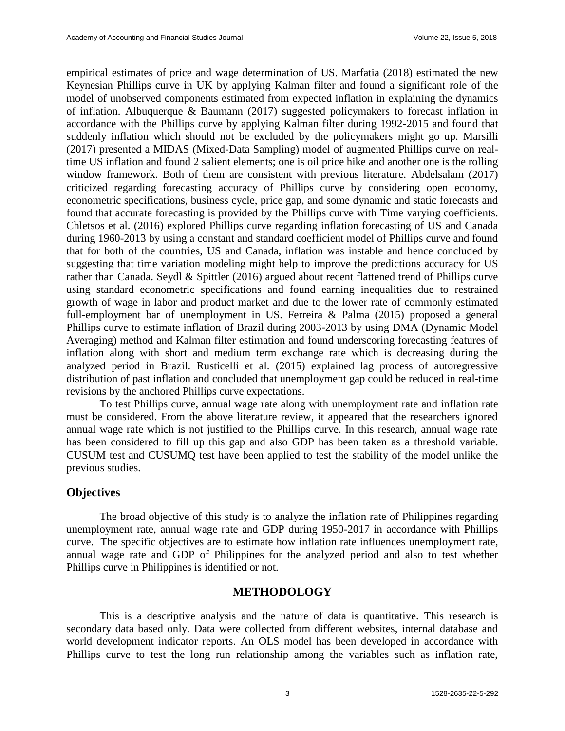empirical estimates of price and wage determination of US. Marfatia (2018) estimated the new Keynesian Phillips curve in UK by applying Kalman filter and found a significant role of the model of unobserved components estimated from expected inflation in explaining the dynamics of inflation. Albuquerque & Baumann (2017) suggested policymakers to forecast inflation in accordance with the Phillips curve by applying Kalman filter during 1992-2015 and found that suddenly inflation which should not be excluded by the policymakers might go up. Marsilli (2017) presented a MIDAS (Mixed-Data Sampling) model of augmented Phillips curve on real-time US inflation and found 2 salient elements; one is oil price hike and another one is the rolling window framework. Both of them are consistent with previous literature. Abdelsalam (2017) criticized regarding forecasting accuracy of Phillips curve by considering open economy, econometric specifications, business cycle, price gap, and some dynamic and static forecasts and found that accurate forecasting is provided by the Phillips curve with Time varying coefficients. Chletsos et al. (2016) explored Phillips curve regarding inflation forecasting of US and Canada during 1960-2013 by using a constant and standard coefficient model of Phillips curve and found that for both of the countries, US and Canada, inflation was instable and hence concluded by suggesting that time variation modeling might help to improve the predictions accuracy for US rather than Canada. Seydl & Spittler (2016) argued about recent flattened trend of Phillips curve using standard econometric specifications and found earning inequalities due to restrained growth of wage in labor and product market and due to the lower rate of commonly estimated full-employment bar of unemployment in US. Ferreira & Palma (2015) proposed a general Phillips curve to estimate inflation of Brazil during 2003-2013 by using DMA (Dynamic Model Averaging) method and Kalman filter estimation and found underscoring forecasting features of inflation along with short and medium term exchange rate which is decreasing during the analyzed period in Brazil. Rusticelli et al. (2015) explained lag process of autoregressive distribution of past inflation and concluded that unemployment gap could be reduced in real-time revisions by the anchored Phillips curve expectations.

To test Phillips curve, annual wage rate along with unemployment rate and inflation rate must be considered. From the above literature review, it appeared that the researchers ignored annual wage rate which is not justified to the Phillips curve. In this research, annual wage rate has been considered to fill up this gap and also GDP has been taken as a threshold variable. CUSUM test and CUSUMQ test have been applied to test the stability of the model unlike the previous studies.

## Objectives

The broad objective of this study is to analyze the inflation rate of Philippines regarding unemployment rate, annual wage rate and GDP during 1950-2017 in accordance with Phillips curve. The specific objectives are to estimate how inflation rate influences unemployment rate, annual wage rate and GDP of Philippines for the analyzed period and also to test whether Phillips curve in Philippines is identified or not.

## METHODOLOGY

This is a descriptive analysis and the nature of data is quantitative. This research is secondary data based only. Data were collected from different websites, internal database and world development indicator reports. An OLS model has been developed in accordance with Phillips curve to test the long run relationship among the variables such as inflation rate,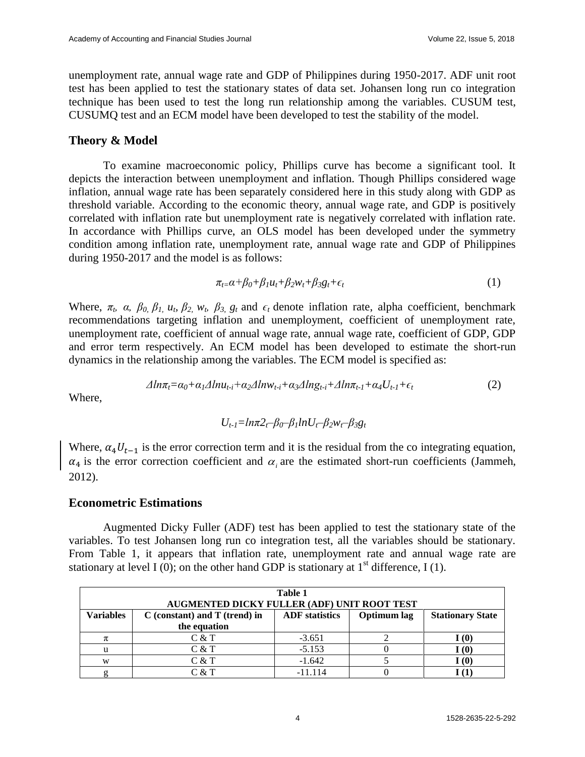unemployment rate, annual wage rate and GDP of Philippines during 1950-2017. ADF unit root test has been applied to test the stationary states of data set. Johansen long run co integration technique has been used to test the long run relationship among the variables. CUSUM test, CUSUMQ test and an ECM model have been developed to test the stability of the model.

## Theory & Model

To examine macroeconomic policy, Phillips curve has become a significant tool. It depicts the interaction between unemployment and inflation. Though Phillips considered wage inflation, annual wage rate has been separately considered here in this study along with GDP as threshold variable. According to the economic theory, annual wage rate, and GDP is positively correlated with inflation rate but unemployment rate is negatively correlated with inflation rate. In accordance with Phillips curve, an OLS model has been developed under the symmetry condition among inflation rate, unemployment rate, annual wage rate and GDP of Philippines during 1950-2017 and the model is as follows:

$$\pi_t = \alpha + \beta_0 + \beta_1 u_t + \beta_2 w_t + \beta_3 g_t + \epsilon_t \tag{1}$$

Where, $\pi_t$, $\alpha$, $\beta_0$, $\beta_1$, $u_t$, $\beta_2$, $w_t$, $\beta_3$, $g_t$ and $\epsilon_t$ denote inflation rate, alpha coefficient, benchmark recommendations targeting inflation and unemployment, coefficient of unemployment rate, unemployment rate, coefficient of annual wage rate, annual wage rate, coefficient of GDP, GDP and error term respectively. An ECM model has been developed to estimate the short-run dynamics in the relationship among the variables. The ECM model is specified as:

$$\Delta ln\pi_t = \alpha_0 + \alpha_1 \Delta lnu_{t-i} + \alpha_2 \Delta lnw_{t-i} + \alpha_3 \Delta lng_{t-i} + \Delta ln\pi_{t-1} + \alpha_4 U_{t-1} + \epsilon_t \tag{2}$$

Where,

$$U_{t-1} = ln\pi 2_t - \beta_0 - \beta_1 lnU_t - \beta_2 w_t - \beta_3 g_t$$

Where, $\alpha_4 U_{t-1}$ is the error correction term and it is the residual from the co integrating equation, $\alpha_4$ is the error correction coefficient and $\alpha_i$ are the estimated short-run coefficients (Jammeh, 2012).

## Econometric Estimations

Augmented Dicky Fuller (ADF) test has been applied to test the stationary state of the variables. To test Johansen long run co integration test, all the variables should be stationary. From Table 1, it appears that inflation rate, unemployment rate and annual wage rate are stationary at level I (0); on the other hand GDP is stationary at 1st difference, I (1).

**Table 1**
**AUGMENTED DICKY FULLER (ADF) UNIT ROOT TEST**

| Variables | C (constant) and T (trend) in the equation | ADF statistics | Optimum lag | Stationary State |
|---|---|---|---|---|
| π | C & T | -3.651 | 2 | **I (0)** |
| u | C & T | -5.153 | 0 | **I (0)** |
| w | C & T | -1.642 | 5 | **I (0)** |
| g | C & T | -11.114 | 0 | **I (1)** |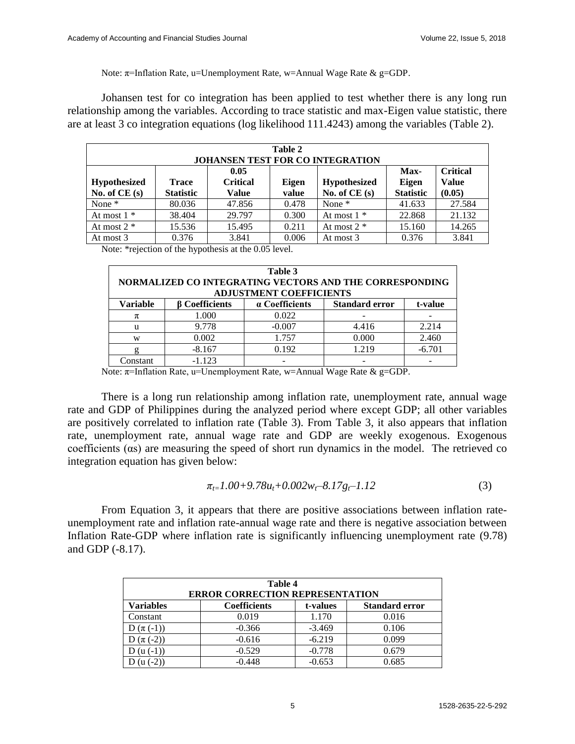Note: π=Inflation Rate, u=Unemployment Rate, w=Annual Wage Rate & g=GDP.

Johansen test for co integration has been applied to test whether there is any long run relationship among the variables. According to trace statistic and max-Eigen value statistic, there are at least 3 co integration equations (log likelihood 111.4243) among the variables (Table 2).

**Table 2**
**JOHANSEN TEST FOR CO INTEGRATION**

| Hypothesized No. of CE (s) | Trace Statistic | 0.05 Critical Value | Eigen value | Hypothesized No. of CE (s) | Max-Eigen Statistic | Critical Value (0.05) |
|---|---|---|---|---|---|---|
| None * | 80.036 | 47.856 | 0.478 | None * | 41.633 | 27.584 |
| At most 1 * | 38.404 | 29.797 | 0.300 | At most 1 * | 22.868 | 21.132 |
| At most 2 * | 15.536 | 15.495 | 0.211 | At most 2 * | 15.160 | 14.265 |
| At most 3 | 0.376 | 3.841 | 0.006 | At most 3 | 0.376 | 3.841 |

Note: *rejection of the hypothesis at the 0.05 level.

**Table 3**
**NORMALIZED CO INTEGRATING VECTORS AND THE CORRESPONDING ADJUSTMENT COEFFICIENTS**

| Variable | β Coefficients | α Coefficients | Standard error | t-value |
|---|---|---|---|---|
| π | 1.000 | 0.022 | - | - |
| u | 9.778 | -0.007 | 4.416 | 2.214 |
| w | 0.002 | 1.757 | 0.000 | 2.460 |
| g | -8.167 | 0.192 | 1.219 | -6.701 |
| Constant | -1.123 | - | - | - |

Note: π=Inflation Rate, u=Unemployment Rate, w=Annual Wage Rate & g=GDP.

There is a long run relationship among inflation rate, unemployment rate, annual wage rate and GDP of Philippines during the analyzed period where except GDP; all other variables are positively correlated to inflation rate (Table 3). From Table 3, it also appears that inflation rate, unemployment rate, annual wage rate and GDP are weekly exogenous. Exogenous coefficients (αs) are measuring the speed of short run dynamics in the model. The retrieved co integration equation has given below:

$$\pi_{t}=1.00+9.78u_t+0.002w_t-8.17g_t-1.12 \tag{3}$$

From Equation 3, it appears that there are positive associations between inflation rate-unemployment rate and inflation rate-annual wage rate and there is negative association between Inflation Rate-GDP where inflation rate is significantly influencing unemployment rate (9.78) and GDP (-8.17).

**Table 4**
**ERROR CORRECTION REPRESENTATION**

| Variables | Coefficients | t-values | Standard error |
|---|---|---|---|
| Constant | 0.019 | 1.170 | 0.016 |
| D (π (-1)) | -0.366 | -3.469 | 0.106 |
| D (π (-2)) | -0.616 | -6.219 | 0.099 |
| D (u (-1)) | -0.529 | -0.778 | 0.679 |
| D (u (-2)) | -0.448 | -0.653 | 0.685 |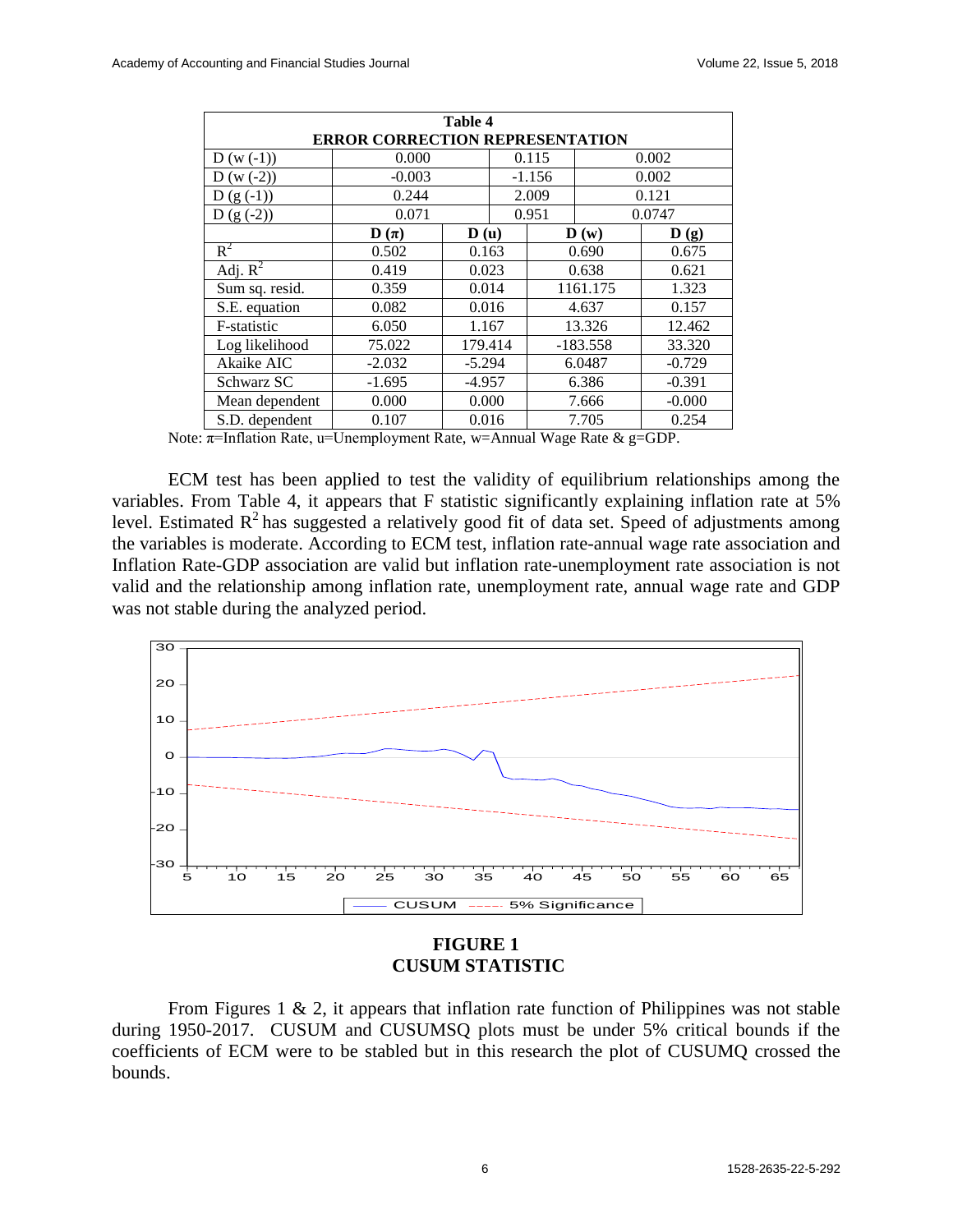**Table 4**
**ERROR CORRECTION REPRESENTATION**

| | | | |
|---|---|---|---|
| D (w (-1)) | 0.000 | 0.115 | 0.002 |
| D (w (-2)) | -0.003 | -1.156 | 0.002 |
| D (g (-1)) | 0.244 | 2.009 | 0.121 |
| D (g (-2)) | 0.071 | 0.951 | 0.0747 |

| | D ($\pi$) | D (u) | D (w) | D (g) |
|---|---|---|---|---|
| $R^2$ | 0.502 | 0.163 | 0.690 | 0.675 |
| Adj. $R^2$ | 0.419 | 0.023 | 0.638 | 0.621 |
| Sum sq. resid. | 0.359 | 0.014 | 1161.175 | 1.323 |
| S.E. equation | 0.082 | 0.016 | 4.637 | 0.157 |
| F-statistic | 6.050 | 1.167 | 13.326 | 12.462 |
| Log likelihood | 75.022 | 179.414 | -183.558 | 33.320 |
| Akaike AIC | -2.032 | -5.294 | 6.0487 | -0.729 |
| Schwarz SC | -1.695 | -4.957 | 6.386 | -0.391 |
| Mean dependent | 0.000 | 0.000 | 7.666 | -0.000 |
| S.D. dependent | 0.107 | 0.016 | 7.705 | 0.254 |

Note: $\pi$=Inflation Rate, u=Unemployment Rate, w=Annual Wage Rate & g=GDP.

ECM test has been applied to test the validity of equilibrium relationships among the variables. From Table 4, it appears that F statistic significantly explaining inflation rate at 5% level. Estimated $R^2$ has suggested a relatively good fit of data set. Speed of adjustments among the variables is moderate. According to ECM test, inflation rate-annual wage rate association and Inflation Rate-GDP association are valid but inflation rate-unemployment rate association is not valid and the relationship among inflation rate, unemployment rate, annual wage rate and GDP was not stable during the analyzed period.

**FIGURE 1**
**CUSUM STATISTIC**

From Figures 1 & 2, it appears that inflation rate function of Philippines was not stable during 1950-2017. CUSUM and CUSUMSQ plots must be under 5% critical bounds if the coefficients of ECM were to be stabled but in this research the plot of CUSUMQ crossed the bounds.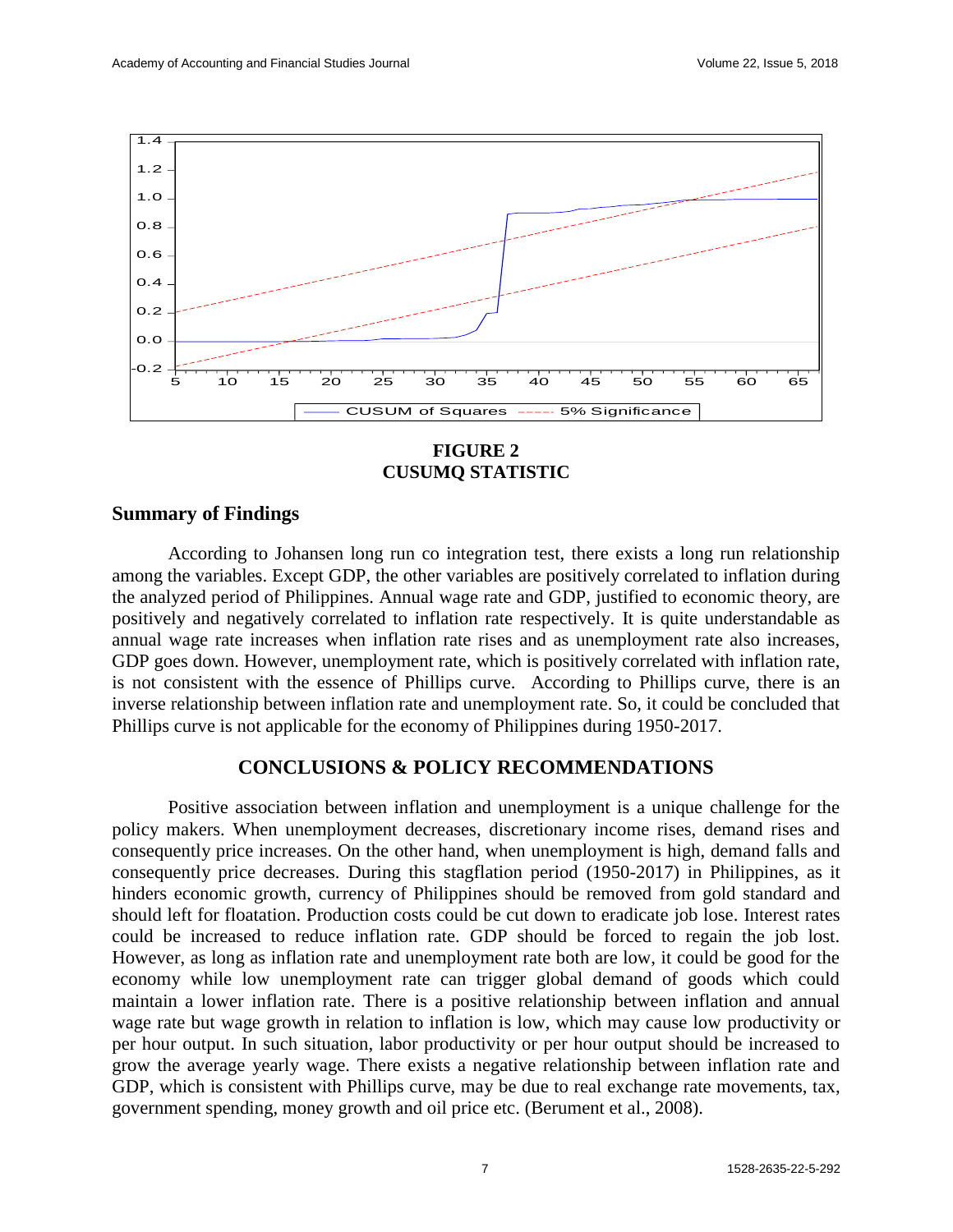FIGURE 2
CUSUMQ STATISTIC

## Summary of Findings

According to Johansen long run co integration test, there exists a long run relationship among the variables. Except GDP, the other variables are positively correlated to inflation during the analyzed period of Philippines. Annual wage rate and GDP, justified to economic theory, are positively and negatively correlated to inflation rate respectively. It is quite understandable as annual wage rate increases when inflation rate rises and as unemployment rate also increases, GDP goes down. However, unemployment rate, which is positively correlated with inflation rate, is not consistent with the essence of Phillips curve. According to Phillips curve, there is an inverse relationship between inflation rate and unemployment rate. So, it could be concluded that Phillips curve is not applicable for the economy of Philippines during 1950-2017.

## CONCLUSIONS & POLICY RECOMMENDATIONS

Positive association between inflation and unemployment is a unique challenge for the policy makers. When unemployment decreases, discretionary income rises, demand rises and consequently price increases. On the other hand, when unemployment is high, demand falls and consequently price decreases. During this stagflation period (1950-2017) in Philippines, as it hinders economic growth, currency of Philippines should be removed from gold standard and should left for floatation. Production costs could be cut down to eradicate job lose. Interest rates could be increased to reduce inflation rate. GDP should be forced to regain the job lost. However, as long as inflation rate and unemployment rate both are low, it could be good for the economy while low unemployment rate can trigger global demand of goods which could maintain a lower inflation rate. There is a positive relationship between inflation and annual wage rate but wage growth in relation to inflation is low, which may cause low productivity or per hour output. In such situation, labor productivity or per hour output should be increased to grow the average yearly wage. There exists a negative relationship between inflation rate and GDP, which is consistent with Phillips curve, may be due to real exchange rate movements, tax, government spending, money growth and oil price etc. (Berument et al., 2008).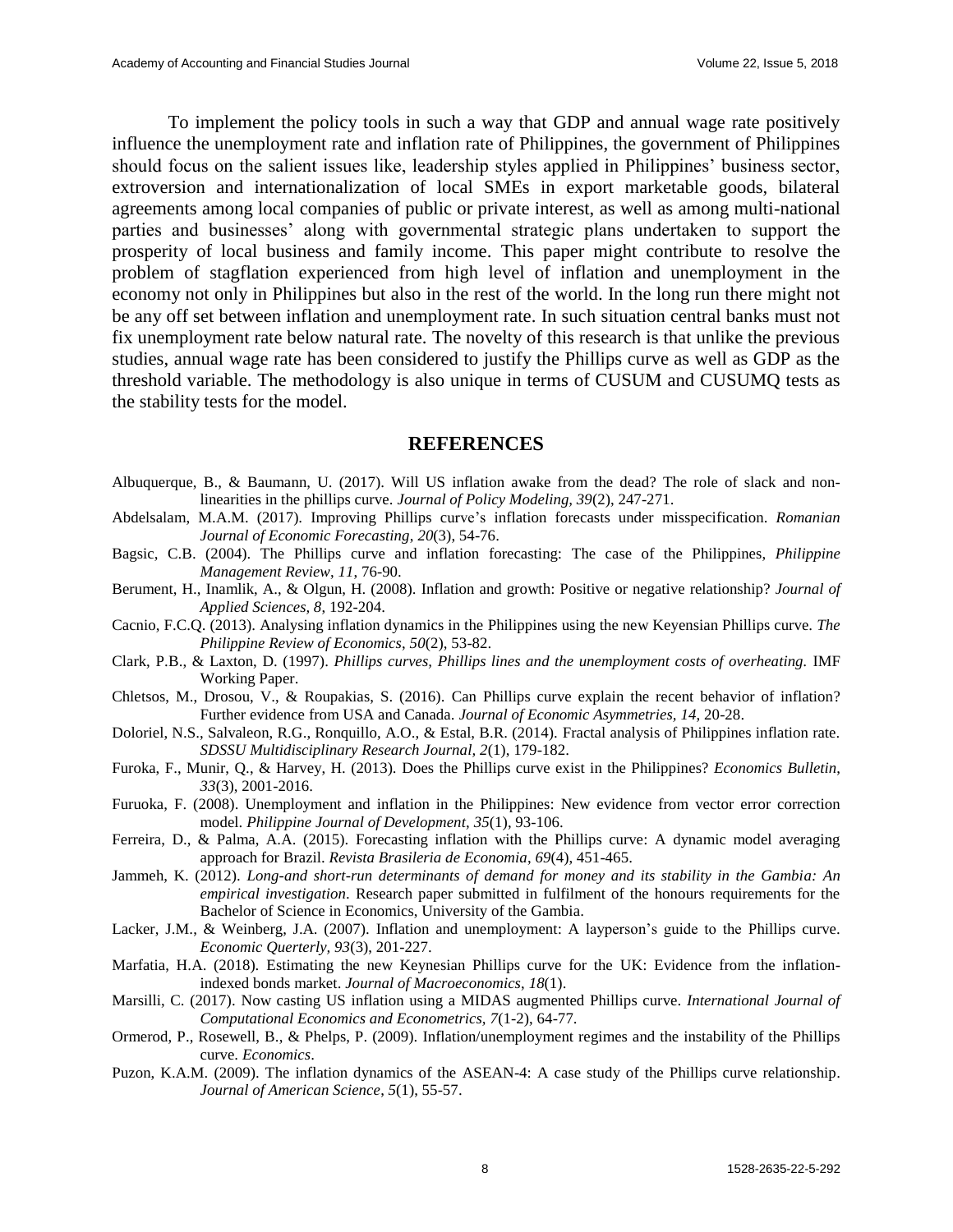To implement the policy tools in such a way that GDP and annual wage rate positively influence the unemployment rate and inflation rate of Philippines, the government of Philippines should focus on the salient issues like, leadership styles applied in Philippines' business sector, extroversion and internationalization of local SMEs in export marketable goods, bilateral agreements among local companies of public or private interest, as well as among multi-national parties and businesses' along with governmental strategic plans undertaken to support the prosperity of local business and family income. This paper might contribute to resolve the problem of stagflation experienced from high level of inflation and unemployment in the economy not only in Philippines but also in the rest of the world. In the long run there might not be any off set between inflation and unemployment rate. In such situation central banks must not fix unemployment rate below natural rate. The novelty of this research is that unlike the previous studies, annual wage rate has been considered to justify the Phillips curve as well as GDP as the threshold variable. The methodology is also unique in terms of CUSUM and CUSUMQ tests as the stability tests for the model.

## REFERENCES

Albuquerque, B., & Baumann, U. (2017). Will US inflation awake from the dead? The role of slack and non-linearities in the phillips curve. *Journal of Policy Modeling, 39*(2), 247-271.

Abdelsalam, M.A.M. (2017). Improving Phillips curve's inflation forecasts under misspecification. *Romanian Journal of Economic Forecasting, 20*(3), 54-76.

Bagsic, C.B. (2004). The Phillips curve and inflation forecasting: The case of the Philippines, *Philippine Management Review, 11*, 76-90.

Berument, H., Inamlik, A., & Olgun, H. (2008). Inflation and growth: Positive or negative relationship? *Journal of Applied Sciences, 8*, 192-204.

Cacnio, F.C.Q. (2013). Analysing inflation dynamics in the Philippines using the new Keyensian Phillips curve. *The Philippine Review of Economics, 50*(2), 53-82.

Clark, P.B., & Laxton, D. (1997). *Phillips curves, Phillips lines and the unemployment costs of overheating.* IMF Working Paper.

Chletsos, M., Drosou, V., & Roupakias, S. (2016). Can Phillips curve explain the recent behavior of inflation? Further evidence from USA and Canada. *Journal of Economic Asymmetries, 14*, 20-28.

Doloriel, N.S., Salvaleon, R.G., Ronquillo, A.O., & Estal, B.R. (2014). Fractal analysis of Philippines inflation rate. *SDSSU Multidisciplinary Research Journal, 2*(1), 179-182.

Furoka, F., Munir, Q., & Harvey, H. (2013). Does the Phillips curve exist in the Philippines? *Economics Bulletin, 33*(3), 2001-2016.

Furuoka, F. (2008). Unemployment and inflation in the Philippines: New evidence from vector error correction model. *Philippine Journal of Development, 35*(1), 93-106.

Ferreira, D., & Palma, A.A. (2015). Forecasting inflation with the Phillips curve: A dynamic model averaging approach for Brazil. *Revista Brasileria de Economia, 69*(4), 451-465.

Jammeh, K. (2012). *Long-and short-run determinants of demand for money and its stability in the Gambia: An empirical investigation*. Research paper submitted in fulfilment of the honours requirements for the Bachelor of Science in Economics, University of the Gambia.

Lacker, J.M., & Weinberg, J.A. (2007). Inflation and unemployment: A layperson's guide to the Phillips curve. *Economic Querterly, 93*(3), 201-227.

Marfatia, H.A. (2018). Estimating the new Keynesian Phillips curve for the UK: Evidence from the inflation-indexed bonds market. *Journal of Macroeconomics, 18*(1).

Marsilli, C. (2017). Now casting US inflation using a MIDAS augmented Phillips curve. *International Journal of Computational Economics and Econometrics, 7*(1-2), 64-77.

Ormerod, P., Rosewell, B., & Phelps, P. (2009). Inflation/unemployment regimes and the instability of the Phillips curve. *Economics*.

Puzon, K.A.M. (2009). The inflation dynamics of the ASEAN-4: A case study of the Phillips curve relationship. *Journal of American Science, 5*(1), 55-57.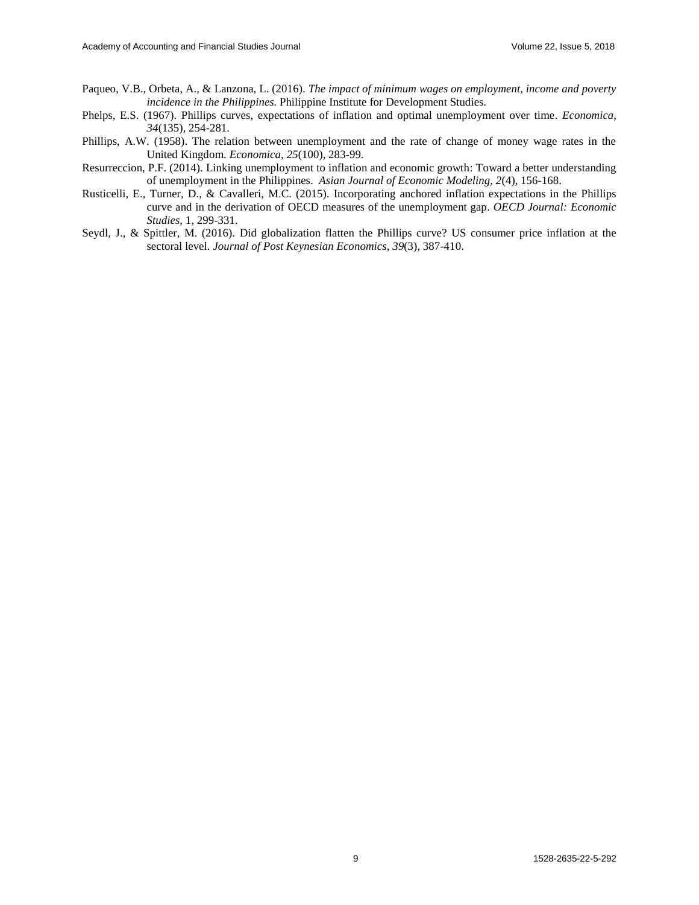Paqueo, V.B., Orbeta, A., & Lanzona, L. (2016). *The impact of minimum wages on employment, income and poverty incidence in the Philippines.* Philippine Institute for Development Studies.

Phelps, E.S. (1967). Phillips curves, expectations of inflation and optimal unemployment over time. *Economica*, *34*(135), 254-281.

Phillips, A.W. (1958). The relation between unemployment and the rate of change of money wage rates in the United Kingdom. *Economica*, *25*(100), 283-99.

Resurreccion, P.F. (2014). Linking unemployment to inflation and economic growth: Toward a better understanding of unemployment in the Philippines. *Asian Journal of Economic Modeling, 2*(4), 156-168.

Rusticelli, E., Turner, D., & Cavalleri, M.C. (2015). Incorporating anchored inflation expectations in the Phillips curve and in the derivation of OECD measures of the unemployment gap. *OECD Journal: Economic Studies*, 1, 299-331.

Seydl, J., & Spittler, M. (2016). Did globalization flatten the Phillips curve? US consumer price inflation at the sectoral level. *Journal of Post Keynesian Economics*, *39*(3), 387-410.